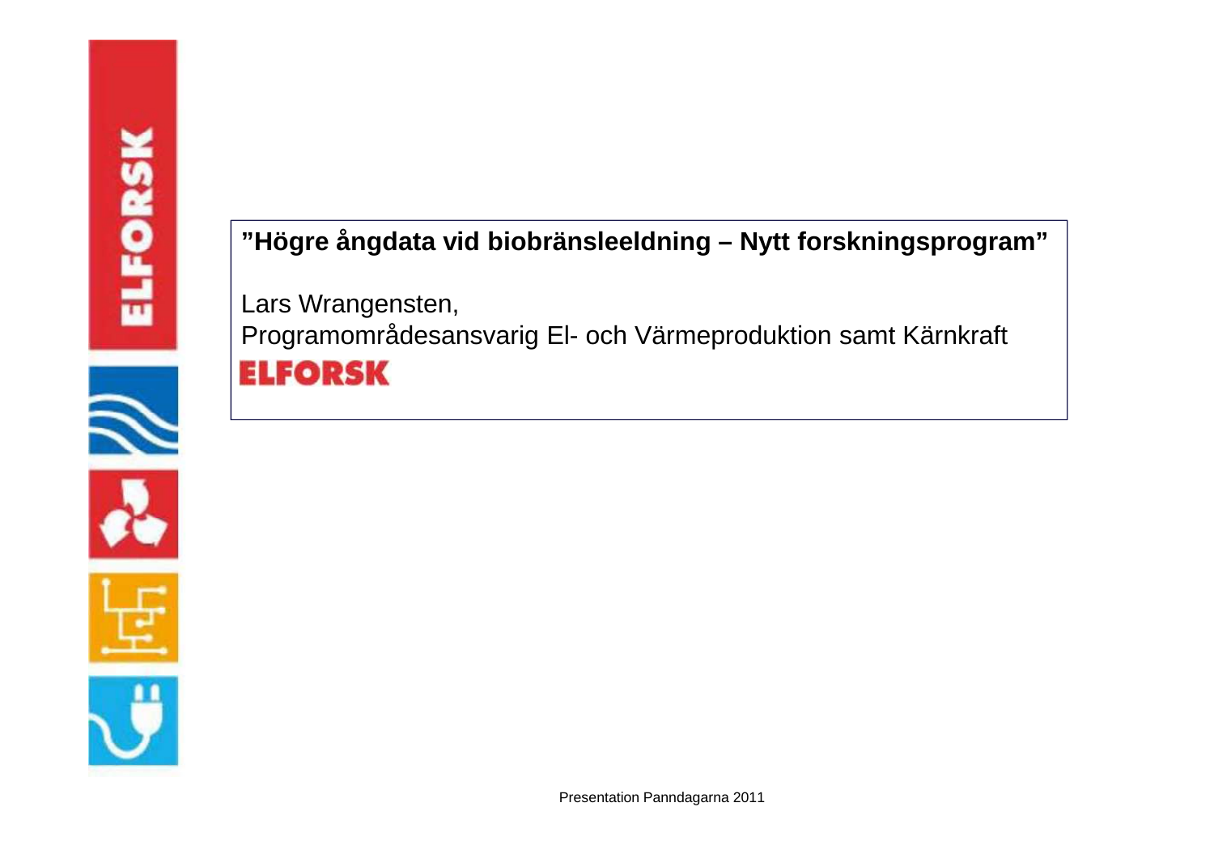# "Högre ångdata vid biobränsleeldning – Nytt forskningsprogram"

Lars Wrangensten,
Programområdesansvarig El- och Värmeproduktion samt Kärnkraft
ELFORSK

Presentation Panndagarna 2011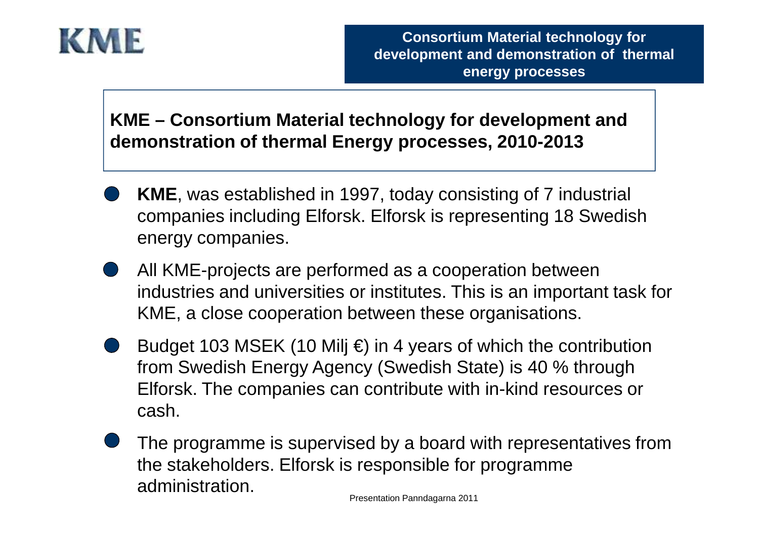KME

**Consortium Material technology for development and demonstration of thermal energy processes**

## KME – Consortium Material technology for development and demonstration of thermal Energy processes, 2010-2013

- **KME**, was established in 1997, today consisting of 7 industrial companies including Elforsk. Elforsk is representing 18 Swedish energy companies.
- All KME-projects are performed as a cooperation between industries and universities or institutes. This is an important task for KME, a close cooperation between these organisations.
- Budget 103 MSEK (10 Milj €) in 4 years of which the contribution from Swedish Energy Agency (Swedish State) is 40 % through Elforsk. The companies can contribute with in-kind resources or cash.
- The programme is supervised by a board with representatives from the stakeholders. Elforsk is responsible for programme administration.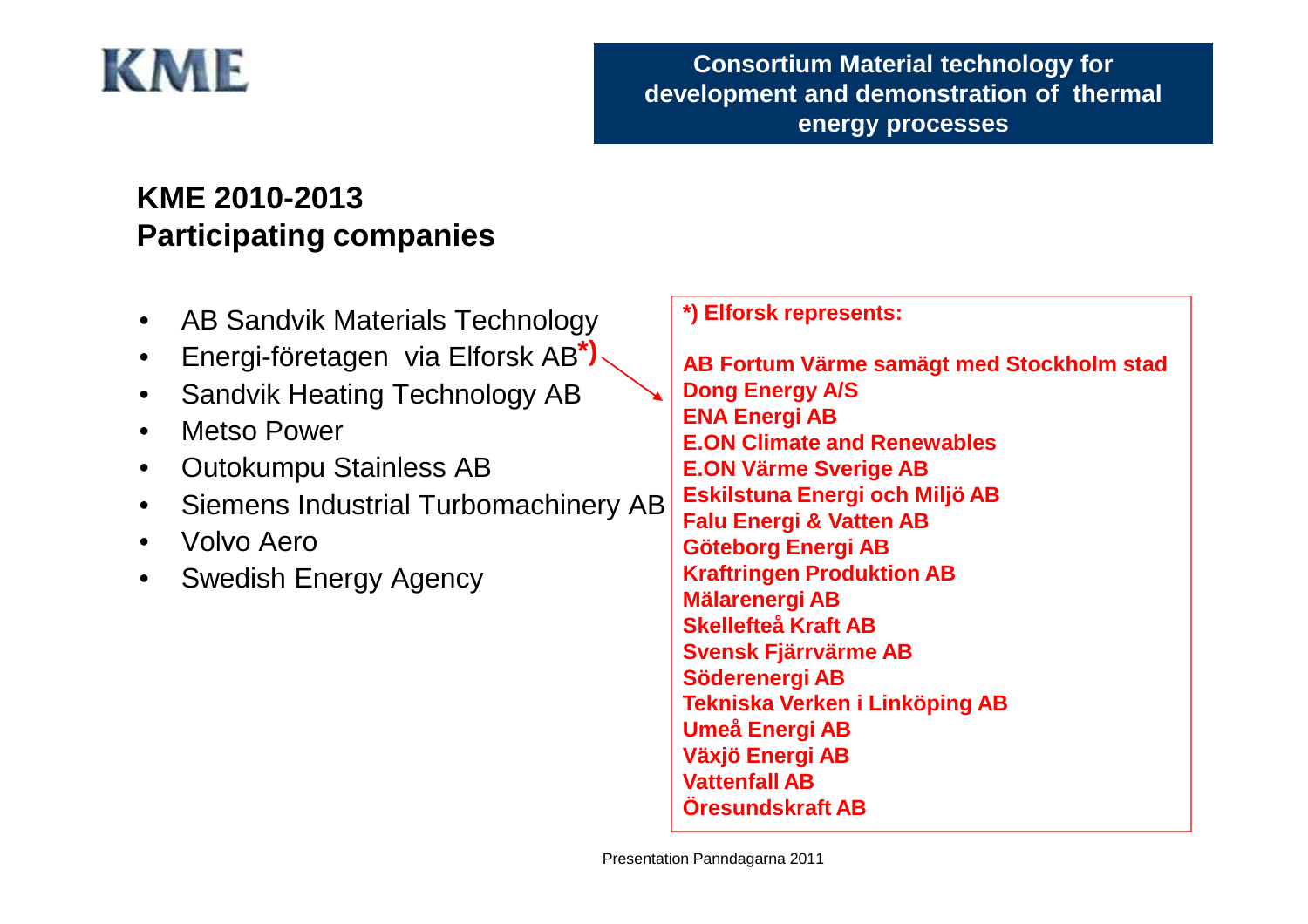**Consortium Material technology for development and demonstration of thermal energy processes**

## KME 2010-2013
## Participating companies

- AB Sandvik Materials Technology
- Energi-företagen via Elforsk AB*)
- Sandvik Heating Technology AB
- Metso Power
- Outokumpu Stainless AB
- Siemens Industrial Turbomachinery AB
- Volvo Aero
- Swedish Energy Agency

***) Elforsk represents:**

**AB Fortum Värme samägt med Stockholm stad**
**Dong Energy A/S**
**ENA Energi AB**
**E.ON Climate and Renewables**
**E.ON Värme Sverige AB**
**Eskilstuna Energi och Miljö AB**
**Falu Energi & Vatten AB**
**Göteborg Energi AB**
**Kraftringen Produktion AB**
**Mälarenergi AB**
**Skellefteå Kraft AB**
**Svensk Fjärrvärme AB**
**Söderenergi AB**
**Tekniska Verken i Linköping AB**
**Umeå Energi AB**
**Växjö Energi AB**
**Vattenfall AB**
**Öresundskraft AB**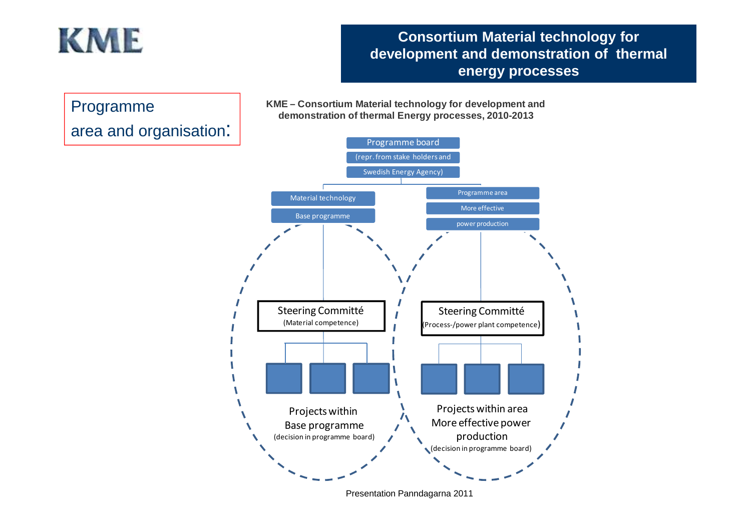KME

## Consortium Material technology for development and demonstration of thermal energy processes

### Programme area and organisation:

**KME – Consortium Material technology for development and demonstration of thermal Energy processes, 2010-2013**

Programme board
(repr. from stake holders and
Swedish Energy Agency)

Material technology
Base programme

Programme area
More effective
power production

Steering Committé
(Material competence)

Steering Committé
(Process-/power plant competence)

Projects within
Base programme
(decision in programme board)

Projects within area
More effective power
production
(decision in programme board)

Presentation Panndagarna 2011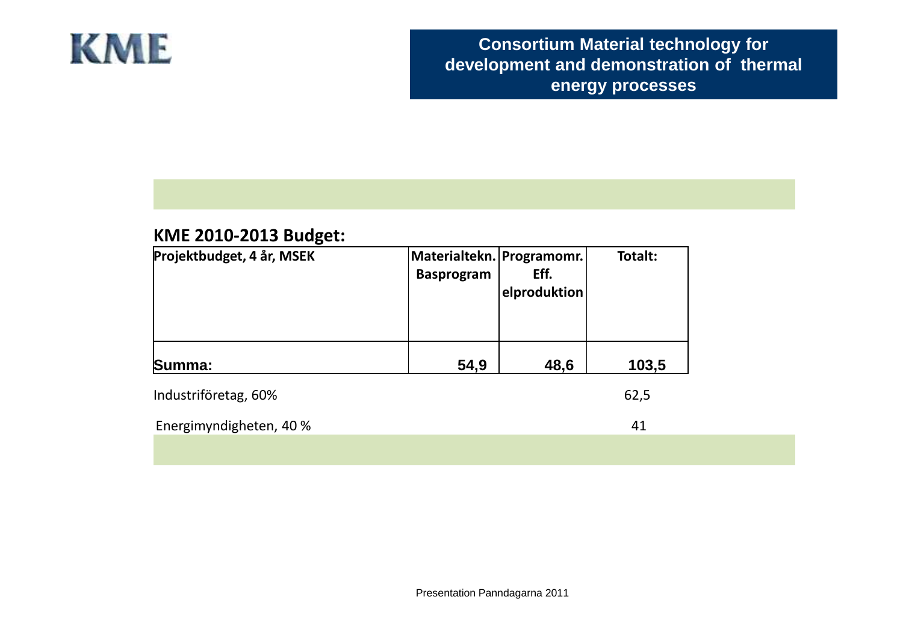KME

**Consortium Material technology for development and demonstration of thermal energy processes**

### KME 2010-2013 Budget:

| Projektbudget, 4 år, MSEK | Materialtekn. Basprogram | Programomr. Eff. elproduktion | Totalt: |
|---|---|---|---|
| **Summa:** | **54,9** | **48,6** | **103,5** |
| Industriföretag, 60% | | | 62,5 |
| Energimyndigheten, 40 % | | | 41 |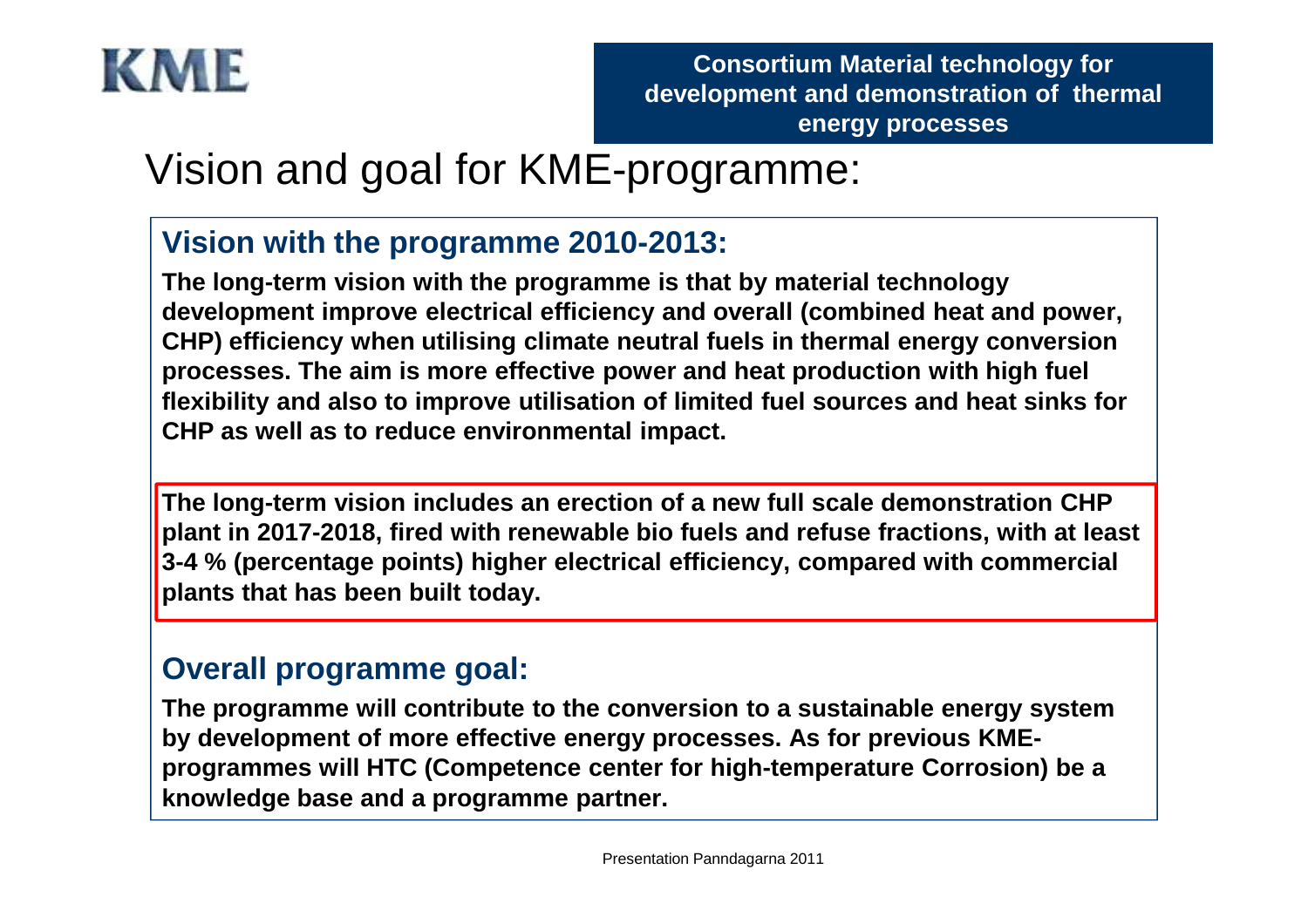KME

**Consortium Material technology for development and demonstration of thermal energy processes**

# Vision and goal for KME-programme:

## Vision with the programme 2010-2013:

**The long-term vision with the programme is that by material technology development improve electrical efficiency and overall (combined heat and power, CHP) efficiency when utilising climate neutral fuels in thermal energy conversion processes. The aim is more effective power and heat production with high fuel flexibility and also to improve utilisation of limited fuel sources and heat sinks for CHP as well as to reduce environmental impact.**

**The long-term vision includes an erection of a new full scale demonstration CHP plant in 2017-2018, fired with renewable bio fuels and refuse fractions, with at least 3-4 % (percentage points) higher electrical efficiency, compared with commercial plants that has been built today.**

## Overall programme goal:

**The programme will contribute to the conversion to a sustainable energy system by development of more effective energy processes. As for previous KME-programmes will HTC (Competence center for high-temperature Corrosion) be a knowledge base and a programme partner.**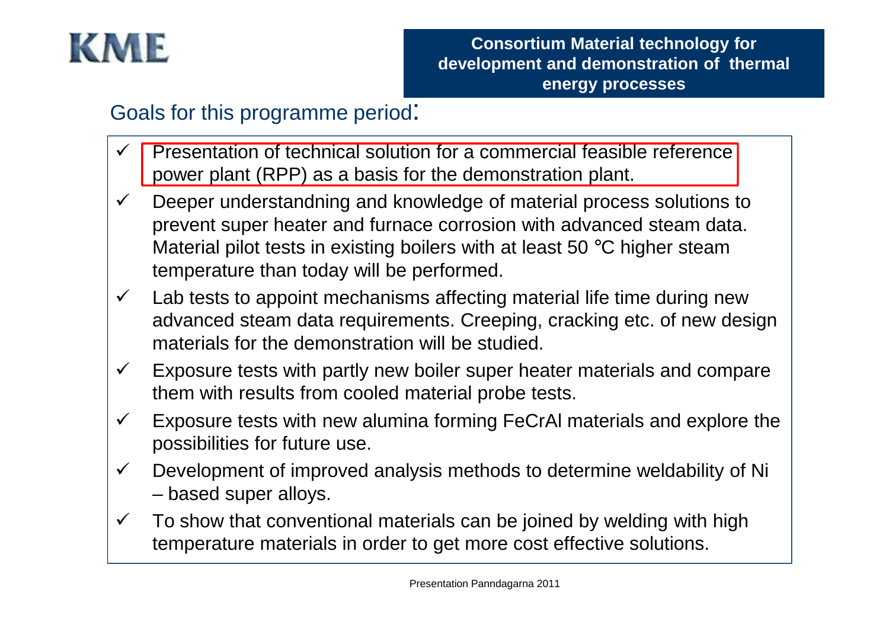KME

**Consortium Material technology for development and demonstration of thermal energy processes**

## Goals for this programme period:

- ✓ Presentation of technical solution for a commercial feasible reference power plant (RPP) as a basis for the demonstration plant.
- ✓ Deeper understandning and knowledge of material process solutions to prevent super heater and furnace corrosion with advanced steam data. Material pilot tests in existing boilers with at least 50 °C higher steam temperature than today will be performed.
- ✓ Lab tests to appoint mechanisms affecting material life time during new advanced steam data requirements. Creeping, cracking etc. of new design materials for the demonstration will be studied.
- ✓ Exposure tests with partly new boiler super heater materials and compare them with results from cooled material probe tests.
- ✓ Exposure tests with new alumina forming FeCrAl materials and explore the possibilities for future use.
- ✓ Development of improved analysis methods to determine weldability of Ni – based super alloys.
- ✓ To show that conventional materials can be joined by welding with high temperature materials in order to get more cost effective solutions.

Presentation Panndagarna 2011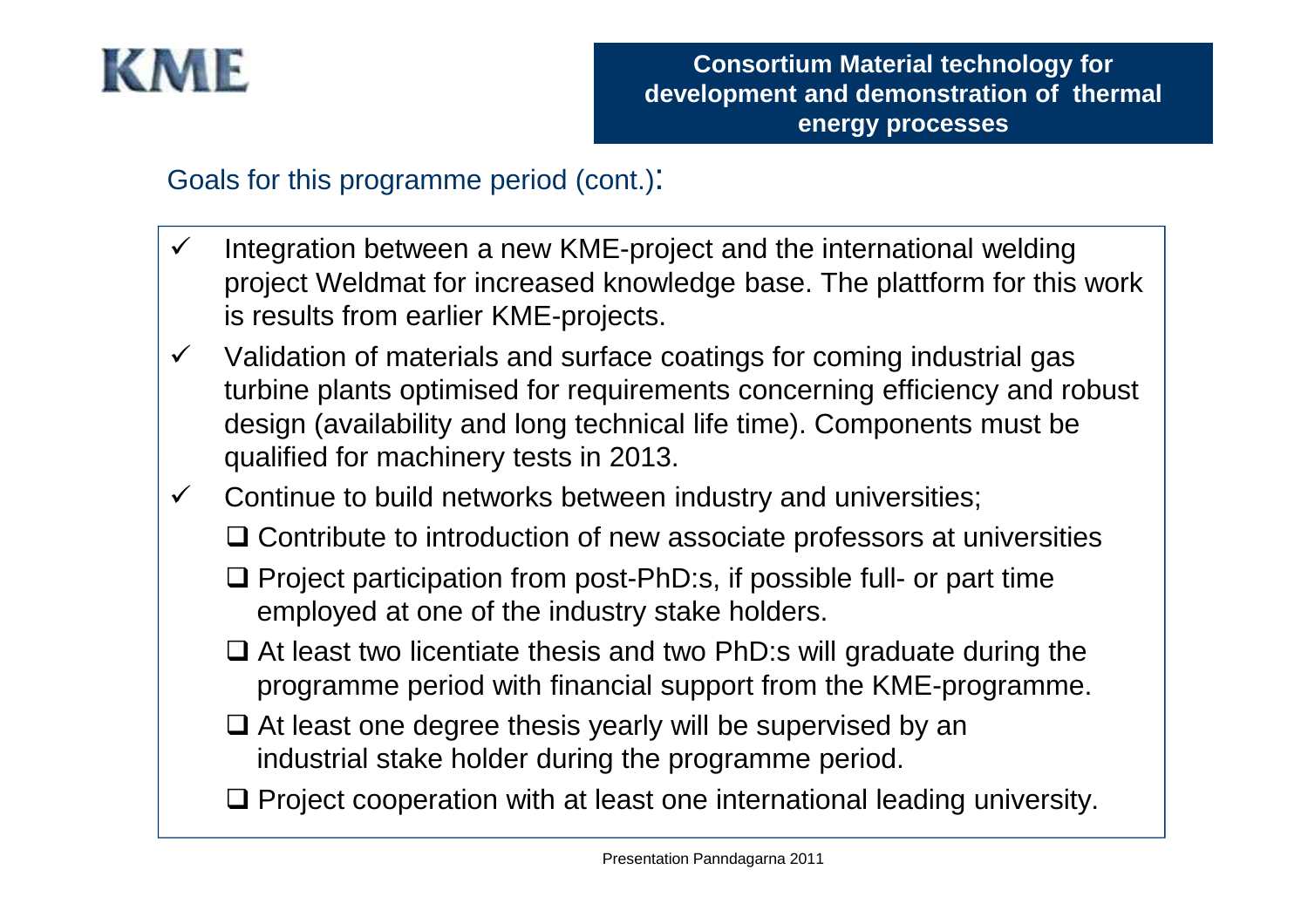KME

**Consortium Material technology for development and demonstration of thermal energy processes**

## Goals for this programme period (cont.):

- ✓ Integration between a new KME-project and the international welding project Weldmat for increased knowledge base. The plattform for this work is results from earlier KME-projects.
- ✓ Validation of materials and surface coatings for coming industrial gas turbine plants optimised for requirements concerning efficiency and robust design (availability and long technical life time). Components must be qualified for machinery tests in 2013.
- ✓ Continue to build networks between industry and universities;
  - ❑ Contribute to introduction of new associate professors at universities
  - ❑ Project participation from post-PhD:s, if possible full- or part time employed at one of the industry stake holders.
  - ❑ At least two licentiate thesis and two PhD:s will graduate during the programme period with financial support from the KME-programme.
  - ❑ At least one degree thesis yearly will be supervised by an industrial stake holder during the programme period.
  - ❑ Project cooperation with at least one international leading university.

Presentation Panndagarna 2011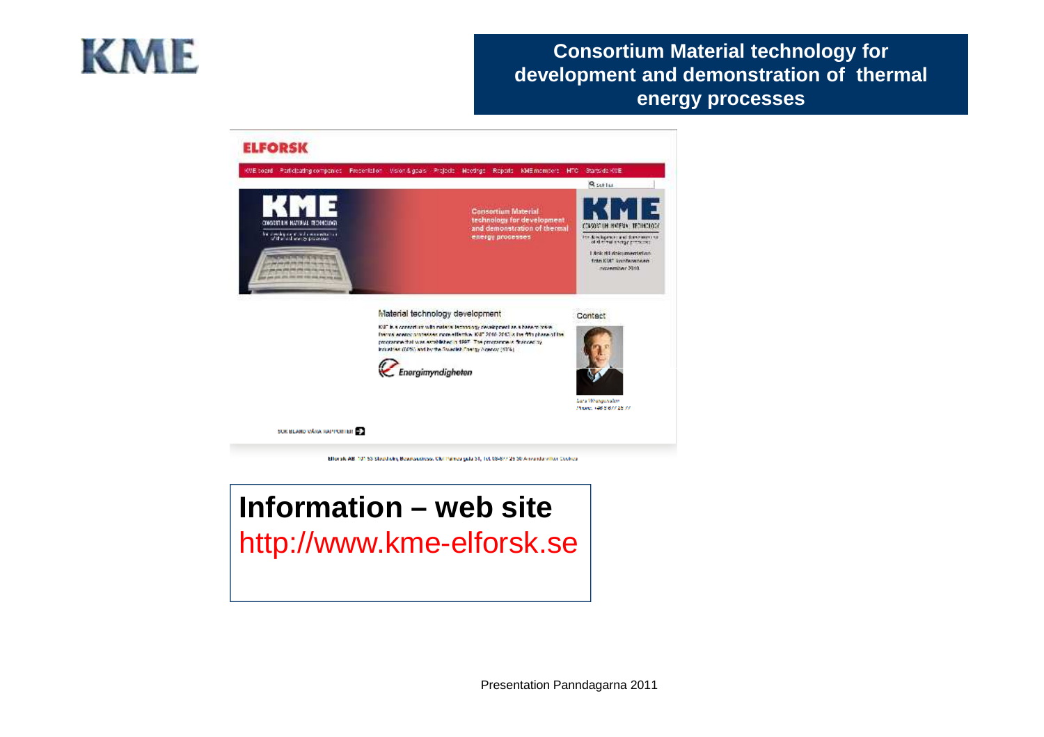KME

# Consortium Material technology for development and demonstration of thermal energy processes

## Information – web site

http://www.kme-elforsk.se

Presentation Panndagarna 2011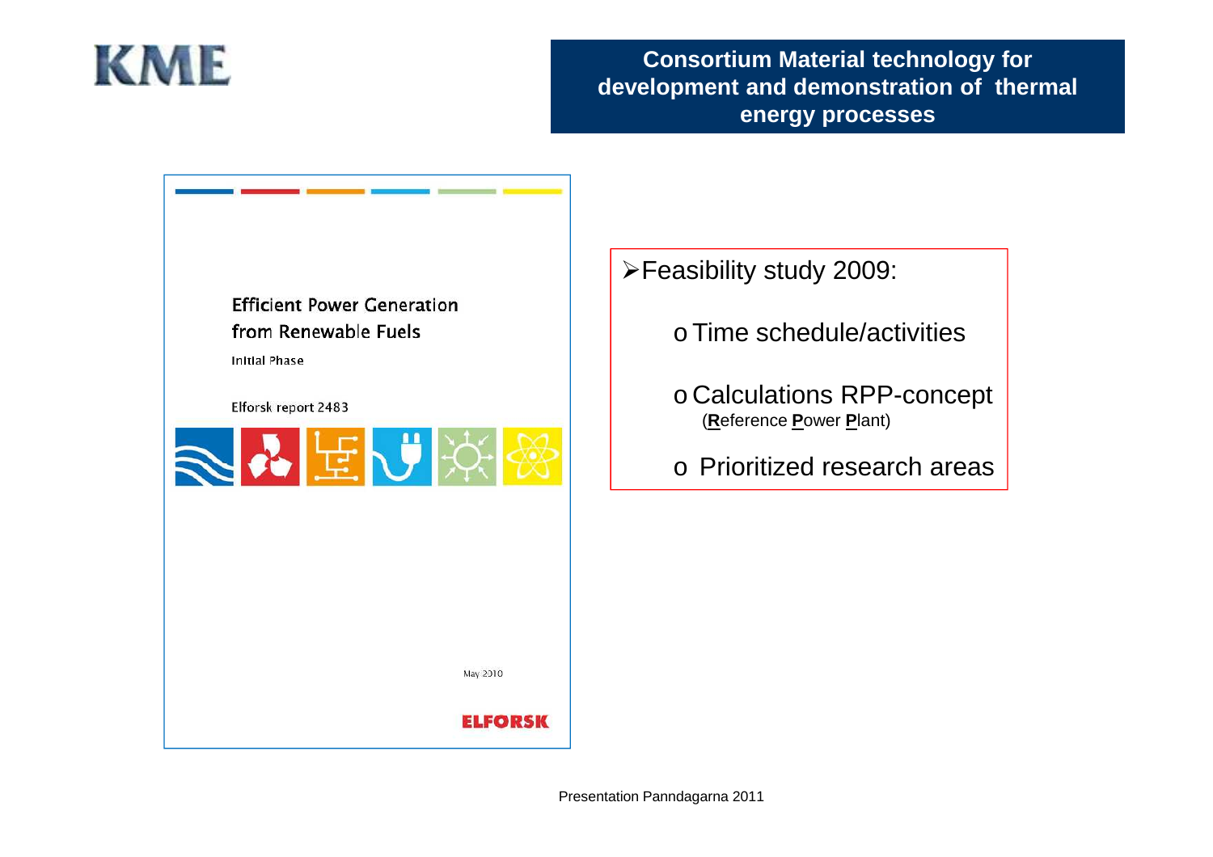# Consortium Material technology for development and demonstration of thermal energy processes

Efficient Power Generation from Renewable Fuels

Initial Phase

Elforsk report 2483

May 2010

ELFORSK

- Feasibility study 2009:
  - Time schedule/activities
  - Calculations RPP-concept (**R**eference **P**ower **P**lant)
  - Prioritized research areas

Presentation Panndagarna 2011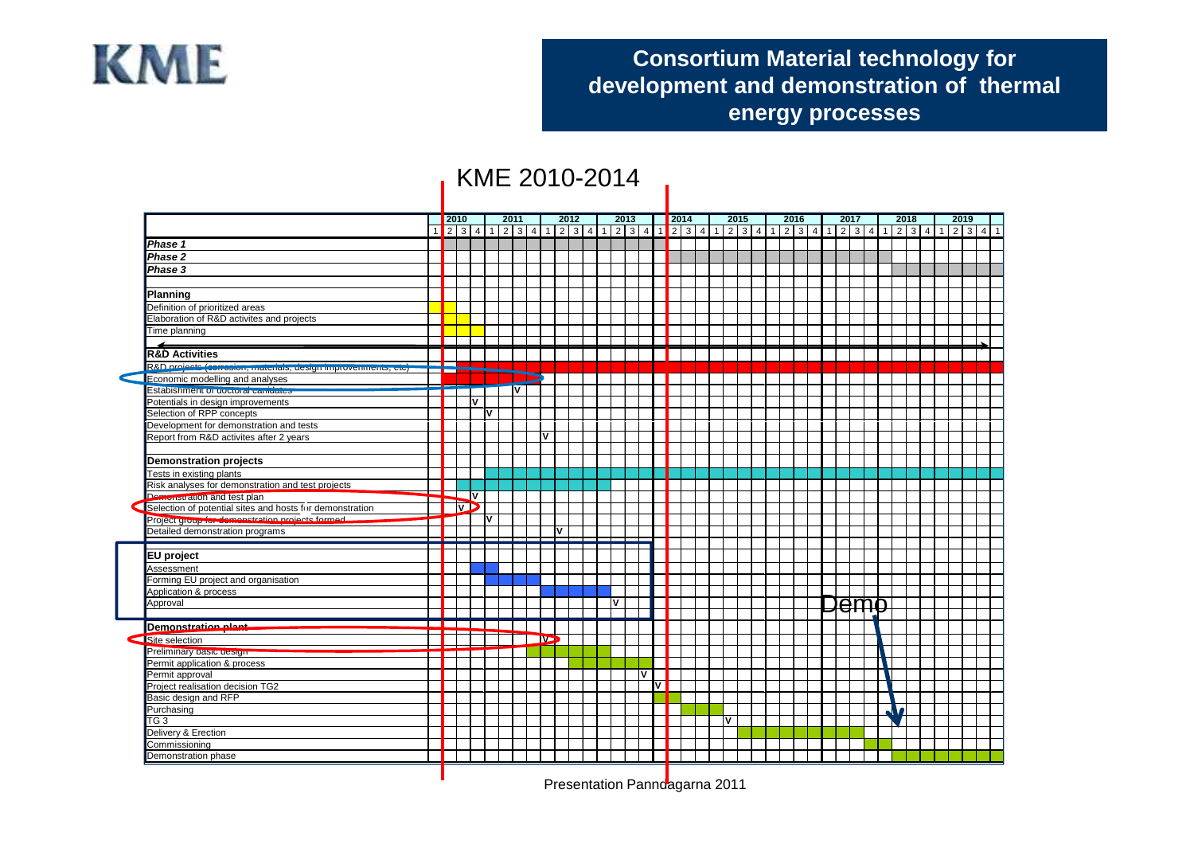KME

# Consortium Material technology for development and demonstration of thermal energy processes

## KME 2010-2014

2010 2011 2012 2013 2014 2015 2016 2017 2018 2019

1 2 3 4 1 2 3 4 1 2 3 4 1 2 3 4 1 2 3 4 1 2 3 4 1 2 3 4 1 2 3 4 1 2 3 4 1 2 3 4 1

*Phase 1*

*Phase 2*

*Phase 3*

**Planning**

Definition of prioritized areas

Elaboration of R&D activites and projects

Time planning

**R&D Activities**

R&D projects (corrosion, materials, design improvements, etc)

Economic modelling and analyses

Estabishment of doctoral candidates

Potentials in design improvements

Selection of RPP concepts

Development for demonstration and tests

Report from R&D activites after 2 years

**Demonstration projects**

Tests in existing plants

Risk analyses for demonstration and test projects

Demonstration and test plan

Selection of potential sites and hosts for demonstration

Project group for demonstration projects formed

Detailed demonstration programs

**EU project**

Assessment

Forming EU project and organisation

Application & process

Approval

**Demonstration plant**

Site selection

Preliminary basic design

Permit application & process

Permit approval

Project realisation decision TG2

Basic design and RFP

Purchasing

TG 3

Delivery & Erection

Commissioning

Demonstration phase

Demo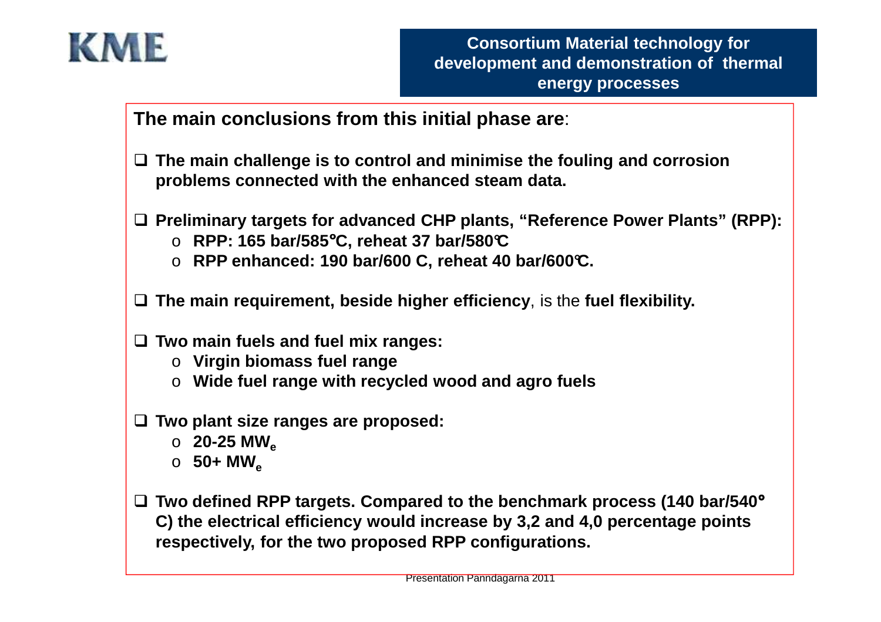**The main conclusions from this initial phase are**:

- **The main challenge is to control and minimise the fouling and corrosion problems connected with the enhanced steam data.**
- **Preliminary targets for advanced CHP plants, "Reference Power Plants" (RPP):**
  - **RPP: 165 bar/585°C, reheat 37 bar/580°C**
  - **RPP enhanced: 190 bar/600 C, reheat 40 bar/600°C.**
- **The main requirement, beside higher efficiency**, is the **fuel flexibility.**
- **Two main fuels and fuel mix ranges:**
  - **Virgin biomass fuel range**
  - **Wide fuel range with recycled wood and agro fuels**
- **Two plant size ranges are proposed:**
  - **20-25 $MW_e$**
  - **50+ $MW_e$**
- **Two defined RPP targets. Compared to the benchmark process (140 bar/540° C) the electrical efficiency would increase by 3,2 and 4,0 percentage points respectively, for the two proposed RPP configurations.**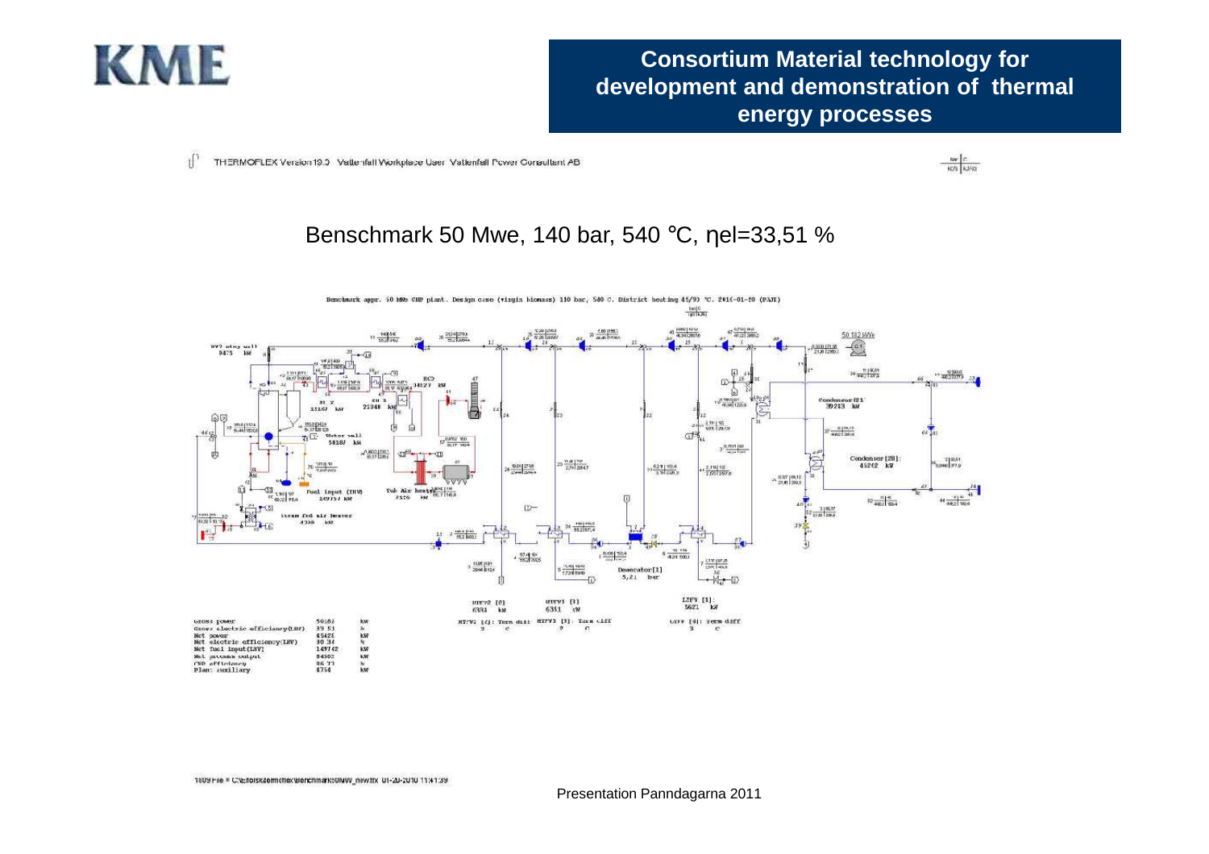# Consortium Material technology for development and demonstration of thermal energy processes

THERMOFLEX Version 19.0 Vattenfall Workplace User Vattenfall Power Consultant AB

## Benschmark 50 Mwe, 140 bar, 540 °C, ηel=33,51 %

Benchmark appr. 50 MWe CHP plant. Design case (virgin biomass) 110 bar, 540 C. District heating 45/90 °C. 2010-01-20 (PAJE)

| | | |
|---|---|---|
| Gross power | 50182 | kW |
| Gross electric efficiency(LHV) | 33.51 | % |
| Net power | 45428 | kW |
| Net electric efficiency(LHV) | 30.34 | % |
| Net fuel input(LHV) | 149742 | kW |
| Net process output | 84503 | kW |
| CHP efficiency | 86.73 | % |
| Plant auxiliary | 4754 | kW |

Presentation Panndagarna 2011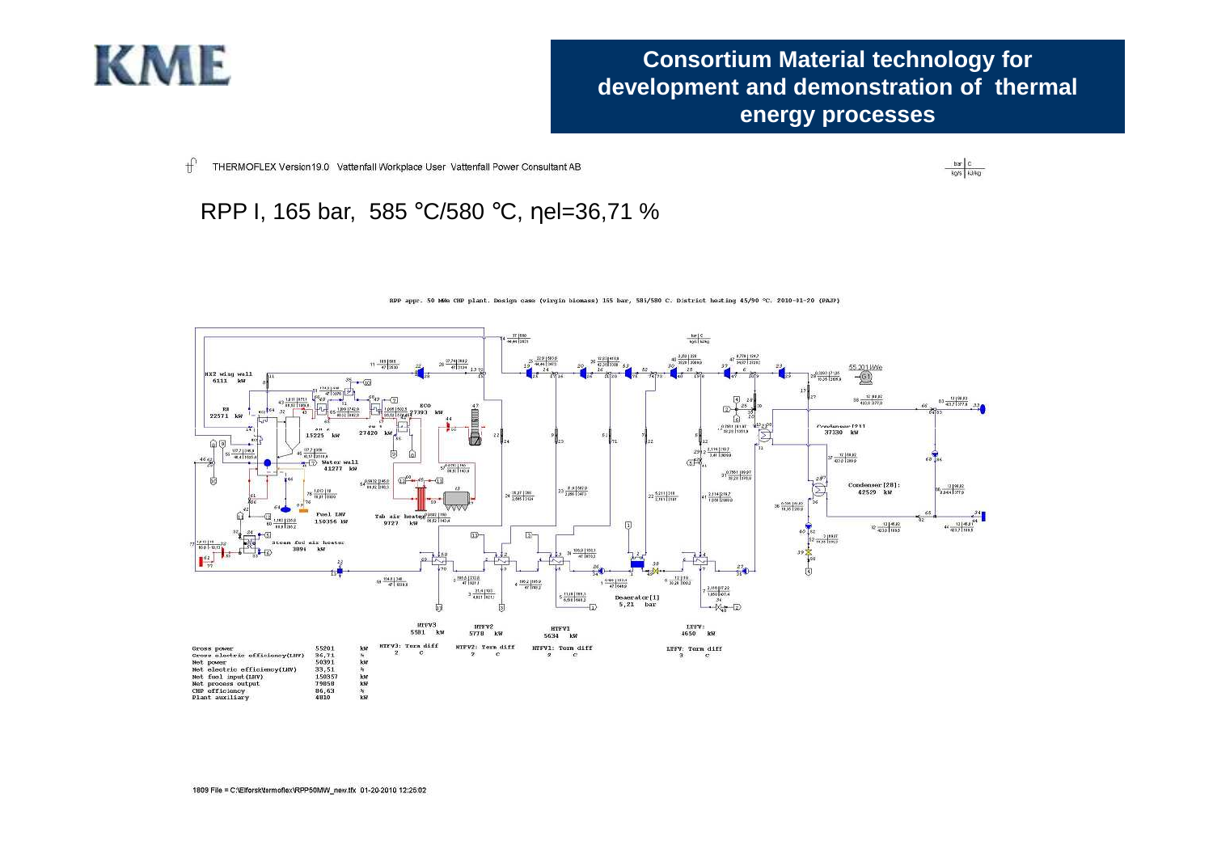**Consortium Material technology for development and demonstration of thermal energy processes**

THERMOFLEX Version19.0 Vattenfall Workplace User Vattenfall Power Consultant AB

## RPP I, 165 bar, 585 °C/580 °C, ηel=36,71 %

RPP appr. 50 MWe CHP plant. Design case (virgin biomass) 165 bar, 585/580 C. District heating 45/90 °C. 2010-01-20 (PAJP)

HX2 wing wall 6111 kW

RH 22571 kW

ECO 27393 kW

27420 kW

15225 kW

Water wall 41277 kW

Fuel LHV 150356 kW

Tub air heater 9727 kW

Steam fed air heater 3894 kW

55 201 kWe

Condenser [21] 37330 kW

Condenser [28]: 42529 kW

Deaerator [1] 5,21 bar

HTFV3 5581 kW

HTFV2 5778 kW

HTFV1 5634 kW

LTFV: 4650 kW

HTFV3: Term diff 2 C

HTFV2: Term diff 2 C

HTFV1: Term diff 2 C

LTFV: Term diff 3 C

| | | |
|---|---|---|
| Gross power | 55201 | kW |
| Gross electric efficiency(LHV) | 36,71 | % |
| Net power | 50391 | kW |
| Net electric efficiency(LHV) | 33,51 | % |
| Net fuel input(LHV) | 150357 | kW |
| Net process output | 79858 | kW |
| CHP efficiency | 86,63 | % |
| Plant auxiliary | 4810 | kW |

1809 File = C:\Elforsk\termoflex\RPP50MW_new.tfx 01-20-2010 12:25:02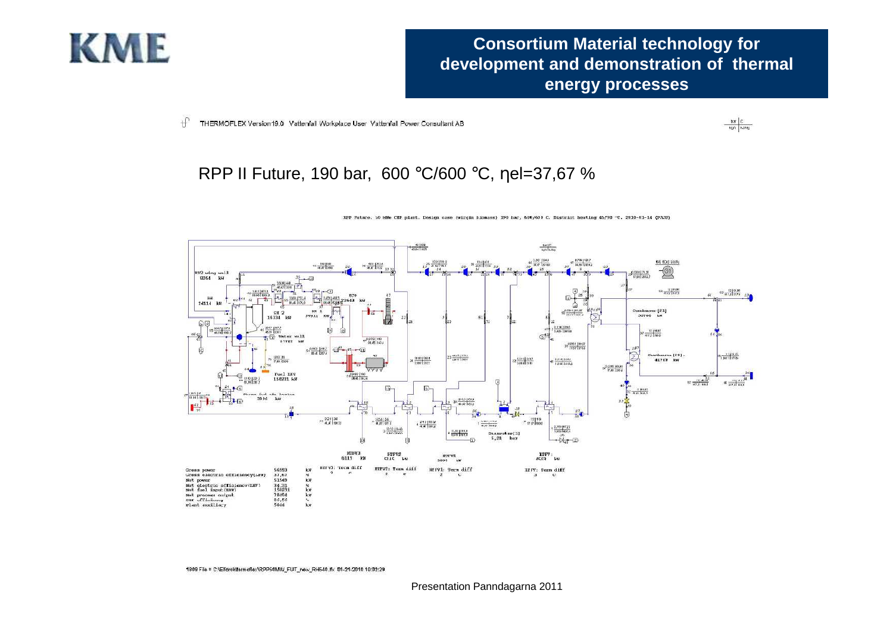# Consortium Material technology for development and demonstration of thermal energy processes

THERMOFLEX Version 19.0 Vattenfall Workplace User Vattenfall Power Consultant AB

## RPP II Future, 190 bar, 600 °C/600 °C, ηel=37,67 %

RPP Future. 50 MWe CHP plant. Design case (virgin biomass) 190 bar, 600/600 C. District heating 65/50 °C. 2010-01-14 (PAJE)

| | | |
|---|---|---|
| Gross power | 56553 | kW |
| Gross electric efficiency(LHV) | 37,67 | % |
| Net power | 51549 | kW |
| Net electric efficiency(LHV) | 34,31 | % |
| Net fuel input(LHV) | 150231 | kW |
| Net process output | 78484 | kW |
| CHP efficiency | 86,54 | % |
| Plant auxiliary | 5004 | kW |

1989 File = C:\Elferes\thermoflex\RPP50MW_FUT_new_RH540.tfx 01-21-2010 10:02:29

Presentation Panndagarna 2011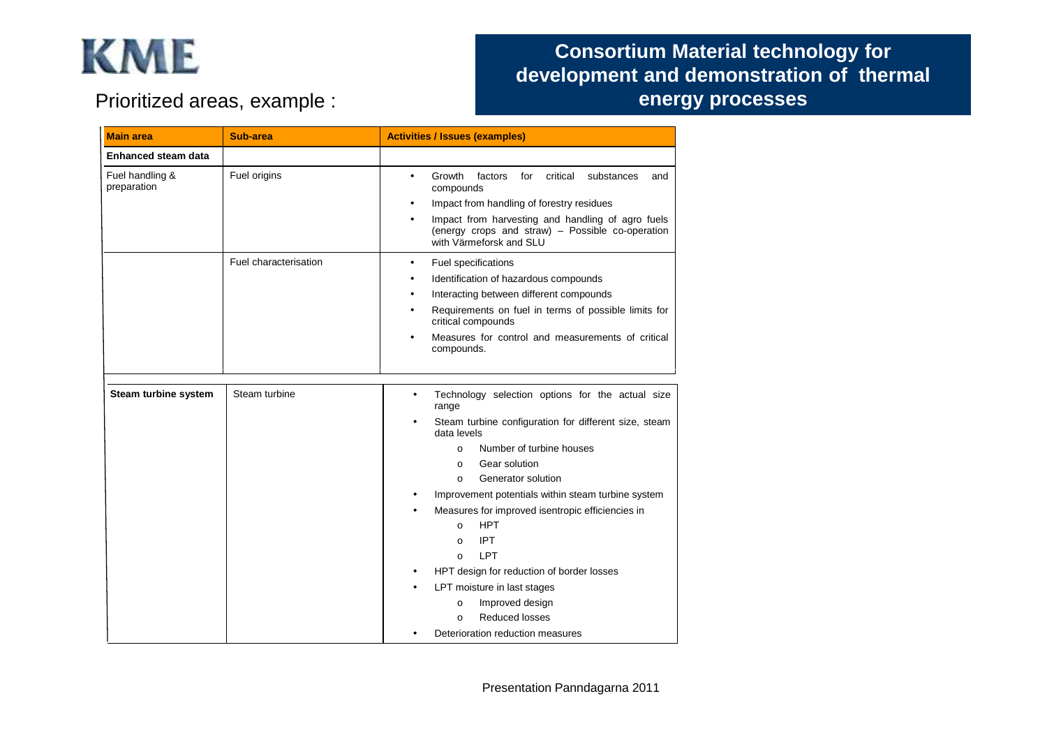KME

# Consortium Material technology for development and demonstration of thermal energy processes

## Prioritized areas, example :

| Main area | Sub-area | Activities / Issues (examples) |
|---|---|---|
| **Enhanced steam data** | | |
| Fuel handling & preparation | Fuel origins | • Growth factors for critical substances and compounds<br>• Impact from handling of forestry residues<br>• Impact from harvesting and handling of agro fuels (energy crops and straw) – Possible co-operation with Värmeforsk and SLU |
| | Fuel characterisation | • Fuel specifications<br>• Identification of hazardous compounds<br>• Interacting between different compounds<br>• Requirements on fuel in terms of possible limits for critical compounds<br>• Measures for control and measurements of critical compounds. |
| **Steam turbine system** | Steam turbine | • Technology selection options for the actual size range<br>• Steam turbine configuration for different size, steam data levels<br>&nbsp;&nbsp;&nbsp;o Number of turbine houses<br>&nbsp;&nbsp;&nbsp;o Gear solution<br>&nbsp;&nbsp;&nbsp;o Generator solution<br>• Improvement potentials within steam turbine system<br>• Measures for improved isentropic efficiencies in<br>&nbsp;&nbsp;&nbsp;o HPT<br>&nbsp;&nbsp;&nbsp;o IPT<br>&nbsp;&nbsp;&nbsp;o LPT<br>• HPT design for reduction of border losses<br>• LPT moisture in last stages<br>&nbsp;&nbsp;&nbsp;o Improved design<br>&nbsp;&nbsp;&nbsp;o Reduced losses<br>• Deterioration reduction measures |

Presentation Panndagarna 2011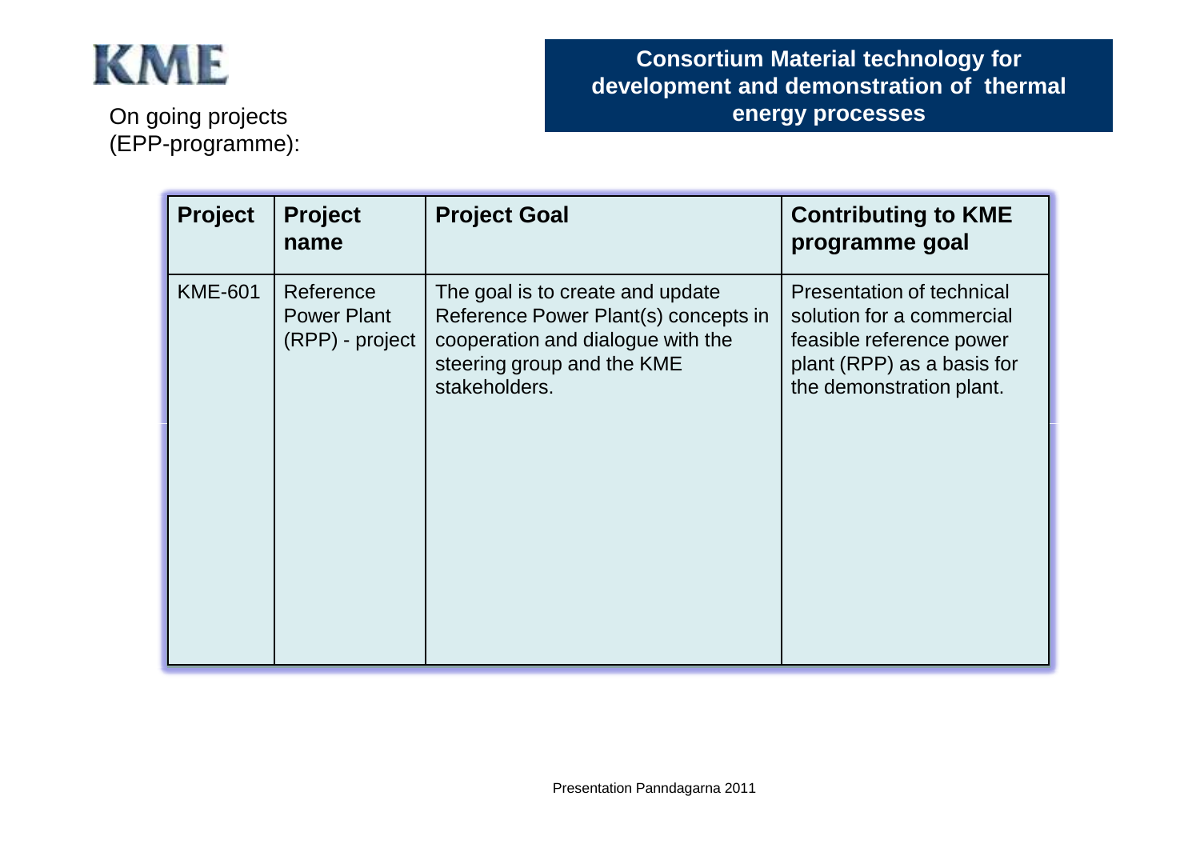KME

On going projects (EPP-programme):

## Consortium Material technology for development and demonstration of thermal energy processes

| Project | Project name | Project Goal | Contributing to KME programme goal |
|---|---|---|---|
| KME-601 | Reference Power Plant (RPP) - project | The goal is to create and update Reference Power Plant(s) concepts in cooperation and dialogue with the steering group and the KME stakeholders. | Presentation of technical solution for a commercial feasible reference power plant (RPP) as a basis for the demonstration plant. |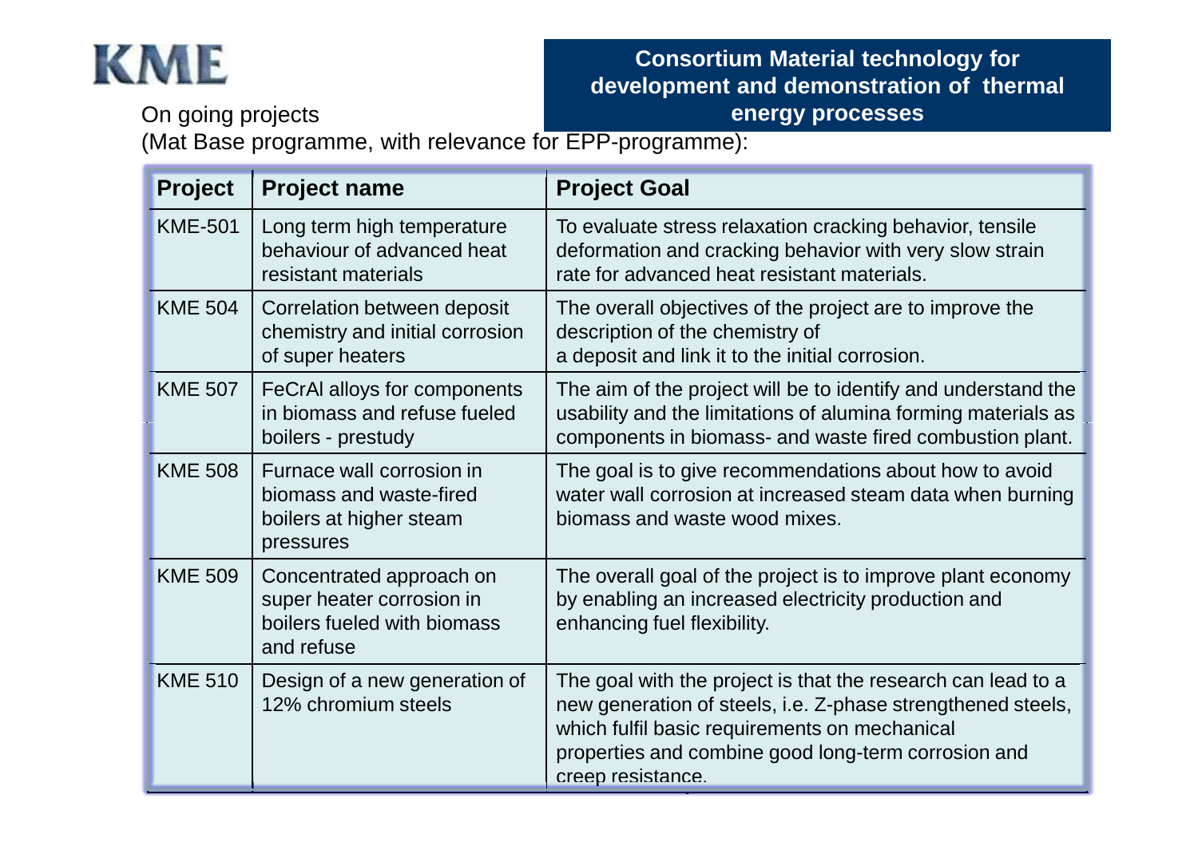KME

**Consortium Material technology for development and demonstration of thermal energy processes**

On going projects
(Mat Base programme, with relevance for EPP-programme):

| Project | Project name | Project Goal |
|---|---|---|
| KME-501 | Long term high temperature behaviour of advanced heat resistant materials | To evaluate stress relaxation cracking behavior, tensile deformation and cracking behavior with very slow strain rate for advanced heat resistant materials. |
| KME 504 | Correlation between deposit chemistry and initial corrosion of super heaters | The overall objectives of the project are to improve the description of the chemistry of a deposit and link it to the initial corrosion. |
| KME 507 | FeCrAl alloys for components in biomass and refuse fueled boilers - prestudy | The aim of the project will be to identify and understand the usability and the limitations of alumina forming materials as components in biomass- and waste fired combustion plant. |
| KME 508 | Furnace wall corrosion in biomass and waste-fired boilers at higher steam pressures | The goal is to give recommendations about how to avoid water wall corrosion at increased steam data when burning biomass and waste wood mixes. |
| KME 509 | Concentrated approach on super heater corrosion in boilers fueled with biomass and refuse | The overall goal of the project is to improve plant economy by enabling an increased electricity production and enhancing fuel flexibility. |
| KME 510 | Design of a new generation of 12% chromium steels | The goal with the project is that the research can lead to a new generation of steels, i.e. Z-phase strengthened steels, which fulfil basic requirements on mechanical properties and combine good long-term corrosion and creep resistance. |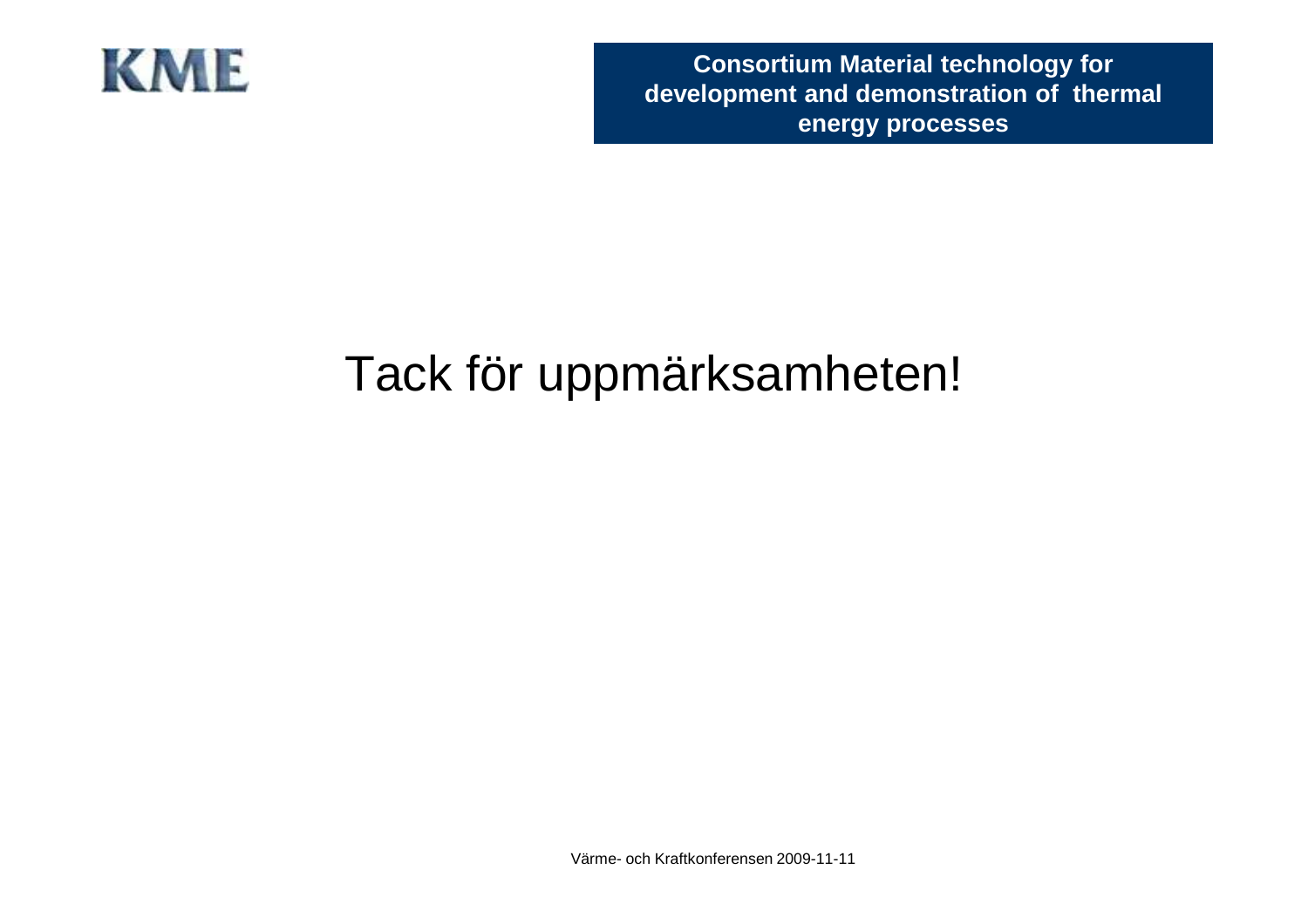# Tack för uppmärksamheten!